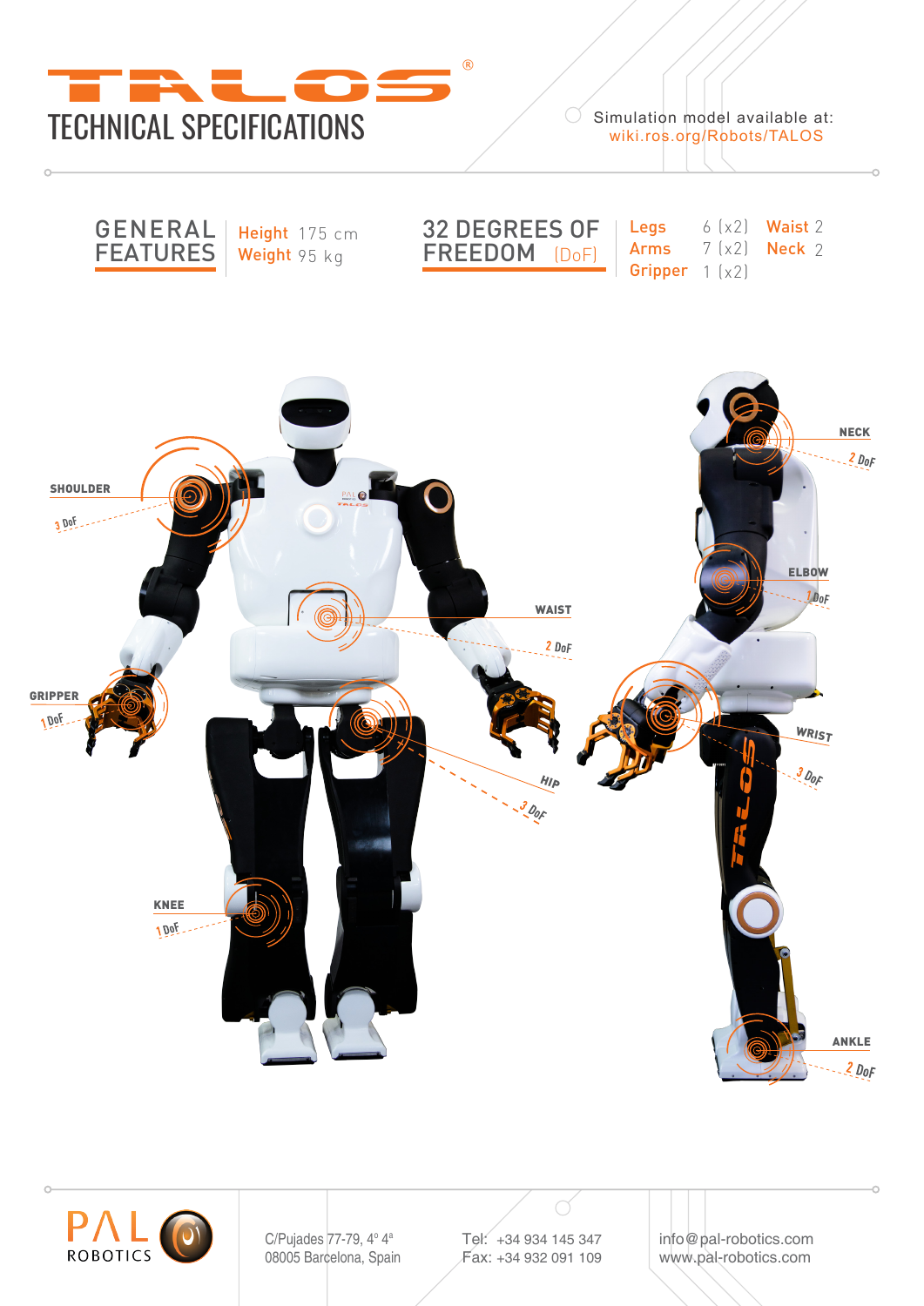# TALOS®

## TECHNICAL SPECIFICATIONS

Simulation model available at:
wiki.ros.org/Robots/TALOS

## GENERAL FEATURES

**Height** 175 cm
**Weight** 95 kg

## 32 DEGREES OF FREEDOM (DoF)

| | | | |
|---|---|---|---|
| **Legs** | 6 (x2) | **Waist** | 2 |
| **Arms** | 7 (x2) | **Neck** | 2 |
| **Gripper** | 1 (x2) | | |

**SHOULDER** 3 DoF

**GRIPPER** 1 DoF

**WAIST** 2 DoF

**HIP** 3 DoF

**KNEE** 1 DoF

**NECK** 2 DoF

**ELBOW** 1 DoF

**WRIST** 3 DoF

**ANKLE** 2 DoF

PAL ROBOTICS

C/Pujades 77-79, 4º 4ª
08005 Barcelona, Spain

Tel: +34 934 145 347
Fax: +34 932 091 109

info@pal-robotics.com
www.pal-robotics.com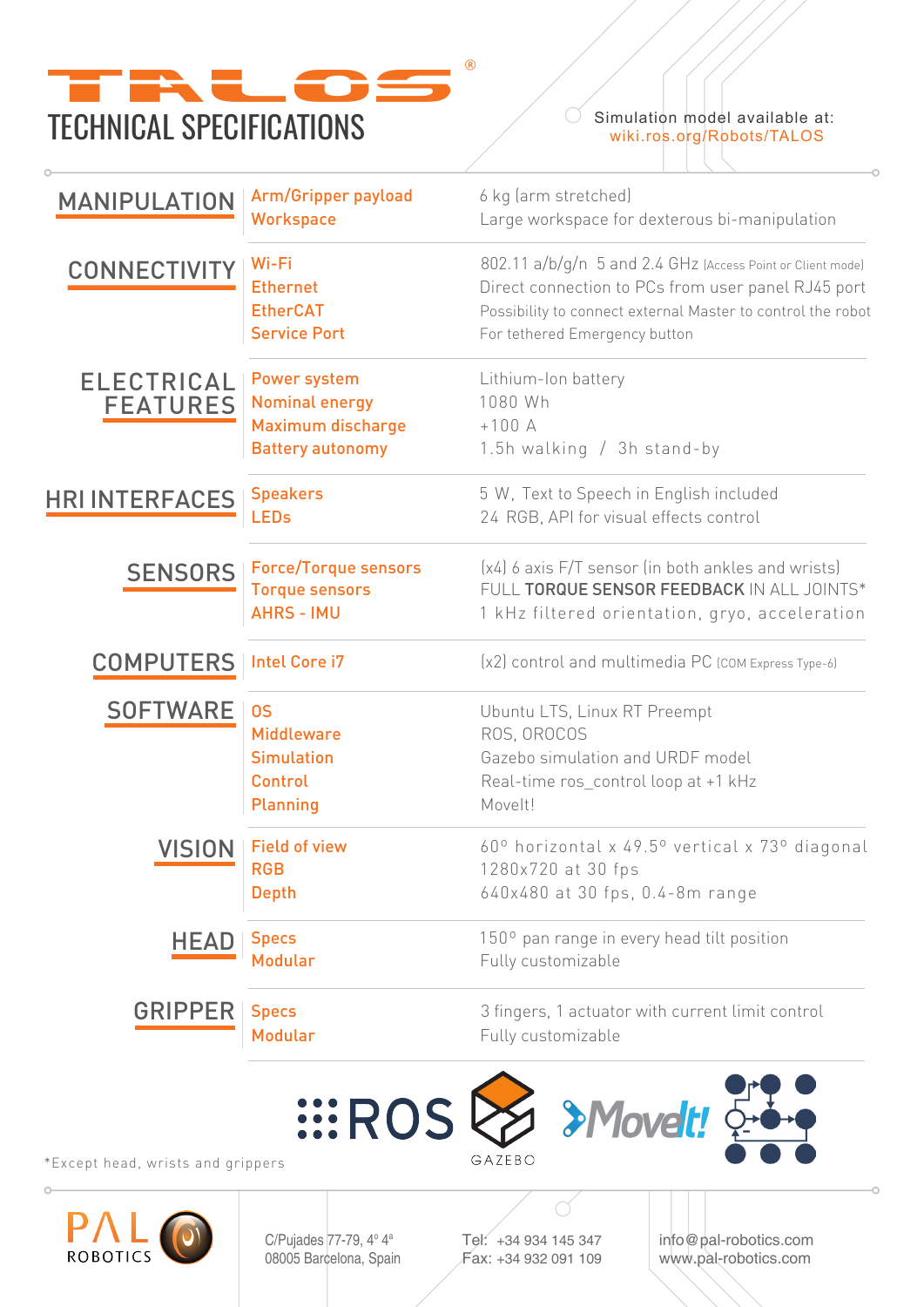# TALOS®

## TECHNICAL SPECIFICATIONS

Simulation model available at:
wiki.ros.org/Robots/TALOS

| | | |
|---|---|---|
| **MANIPULATION** | Arm/Gripper payload | 6 kg (arm stretched) |
| | Workspace | Large workspace for dexterous bi-manipulation |
| **CONNECTIVITY** | Wi-Fi | 802.11 a/b/g/n 5 and 2.4 GHz (Access Point or Client mode) |
| | Ethernet | Direct connection to PCs from user panel RJ45 port |
| | EtherCAT | Possibility to connect external Master to control the robot |
| | Service Port | For tethered Emergency button |
| **ELECTRICAL FEATURES** | Power system | Lithium-Ion battery |
| | Nominal energy | 1080 Wh |
| | Maximum discharge | +100 A |
| | Battery autonomy | 1.5h walking / 3h stand-by |
| **HRI INTERFACES** | Speakers | 5 W, Text to Speech in English included |
| | LEDs | 24 RGB, API for visual effects control |
| **SENSORS** | Force/Torque sensors | (x4) 6 axis F/T sensor (in both ankles and wrists) |
| | Torque sensors | FULL **TORQUE SENSOR FEEDBACK** IN ALL JOINTS* |
| | AHRS - IMU | 1 kHz filtered orientation, gryo, acceleration |
| **COMPUTERS** | Intel Core i7 | (x2) control and multimedia PC (COM Express Type-6) |
| **SOFTWARE** | OS | Ubuntu LTS, Linux RT Preempt |
| | Middleware | ROS, OROCOS |
| | Simulation | Gazebo simulation and URDF model |
| | Control | Real-time ros_control loop at +1 kHz |
| | Planning | MoveIt! |
| **VISION** | Field of view | 60° horizontal x 49.5° vertical x 73° diagonal |
| | RGB | 1280x720 at 30 fps |
| | Depth | 640x480 at 30 fps, 0.4-8m range |
| **HEAD** | Specs | 150° pan range in every head tilt position |
| | Modular | Fully customizable |
| **GRIPPER** | Specs | 3 fingers, 1 actuator with current limit control |
| | Modular | Fully customizable |

ROS GAZEBO MoveIt!

*Except head, wrists and grippers

PAL ROBOTICS

C/Pujades 77-79, 4º 4ª
08005 Barcelona, Spain

Tel: +34 934 145 347
Fax: +34 932 091 109

info@pal-robotics.com
www.pal-robotics.com